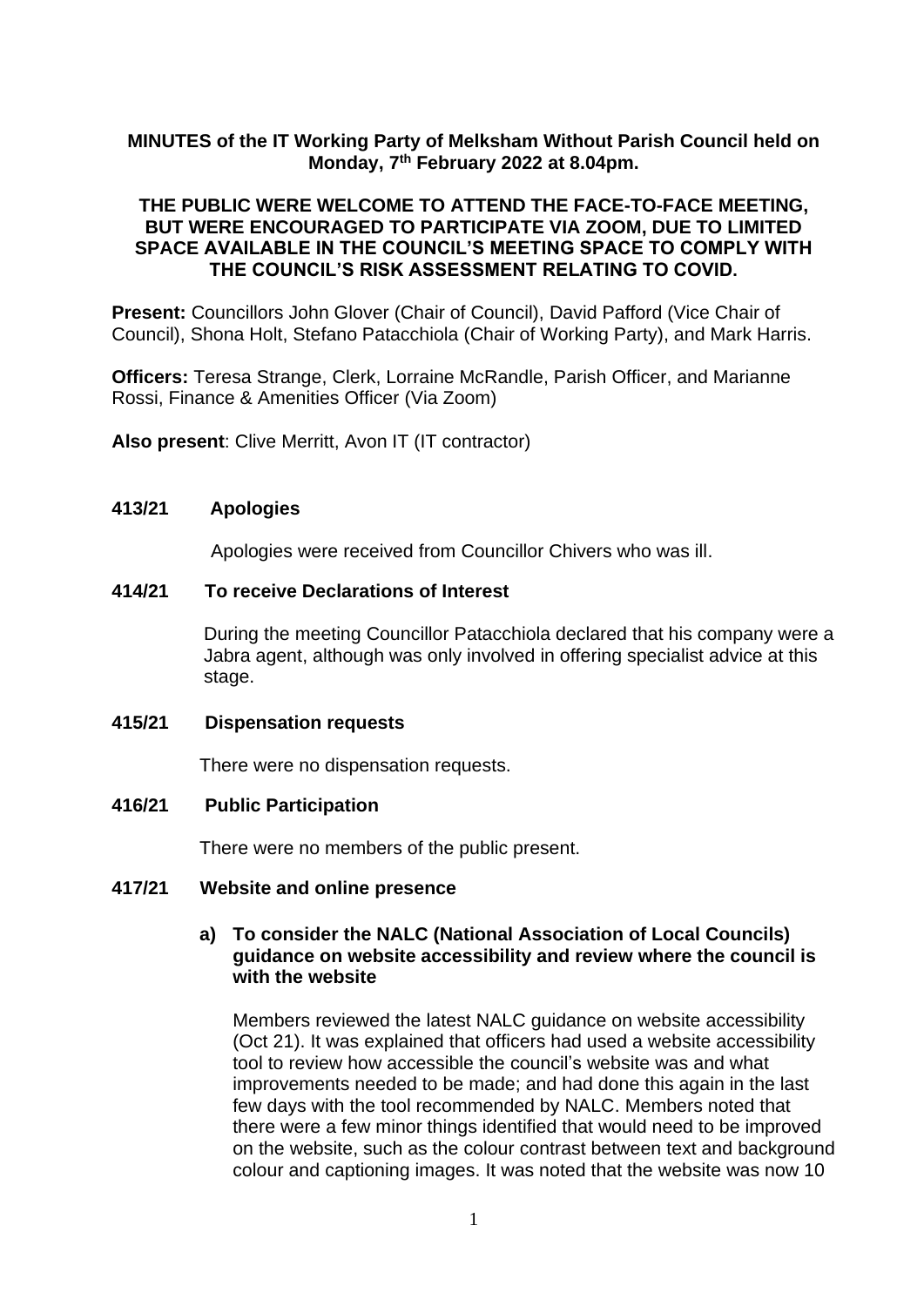**MINUTES of the IT Working Party of Melksham Without Parish Council held on Monday, 7th February 2022 at 8.04pm.**

**THE PUBLIC WERE WELCOME TO ATTEND THE FACE-TO-FACE MEETING, BUT WERE ENCOURAGED TO PARTICIPATE VIA ZOOM, DUE TO LIMITED SPACE AVAILABLE IN THE COUNCIL'S MEETING SPACE TO COMPLY WITH THE COUNCIL'S RISK ASSESSMENT RELATING TO COVID.**

**Present:** Councillors John Glover (Chair of Council), David Pafford (Vice Chair of Council), Shona Holt, Stefano Patacchiola (Chair of Working Party), and Mark Harris.

**Officers:** Teresa Strange, Clerk, Lorraine McRandle, Parish Officer, and Marianne Rossi, Finance & Amenities Officer (Via Zoom)

**Also present**: Clive Merritt, Avon IT (IT contractor)

**413/21 Apologies**

Apologies were received from Councillor Chivers who was ill.

**414/21 To receive Declarations of Interest**

During the meeting Councillor Patacchiola declared that his company were a Jabra agent, although was only involved in offering specialist advice at this stage.

**415/21 Dispensation requests**

There were no dispensation requests.

**416/21 Public Participation**

There were no members of the public present.

**417/21 Website and online presence**

**a) To consider the NALC (National Association of Local Councils) guidance on website accessibility and review where the council is with the website**

Members reviewed the latest NALC guidance on website accessibility (Oct 21). It was explained that officers had used a website accessibility tool to review how accessible the council's website was and what improvements needed to be made; and had done this again in the last few days with the tool recommended by NALC. Members noted that there were a few minor things identified that would need to be improved on the website, such as the colour contrast between text and background colour and captioning images. It was noted that the website was now 10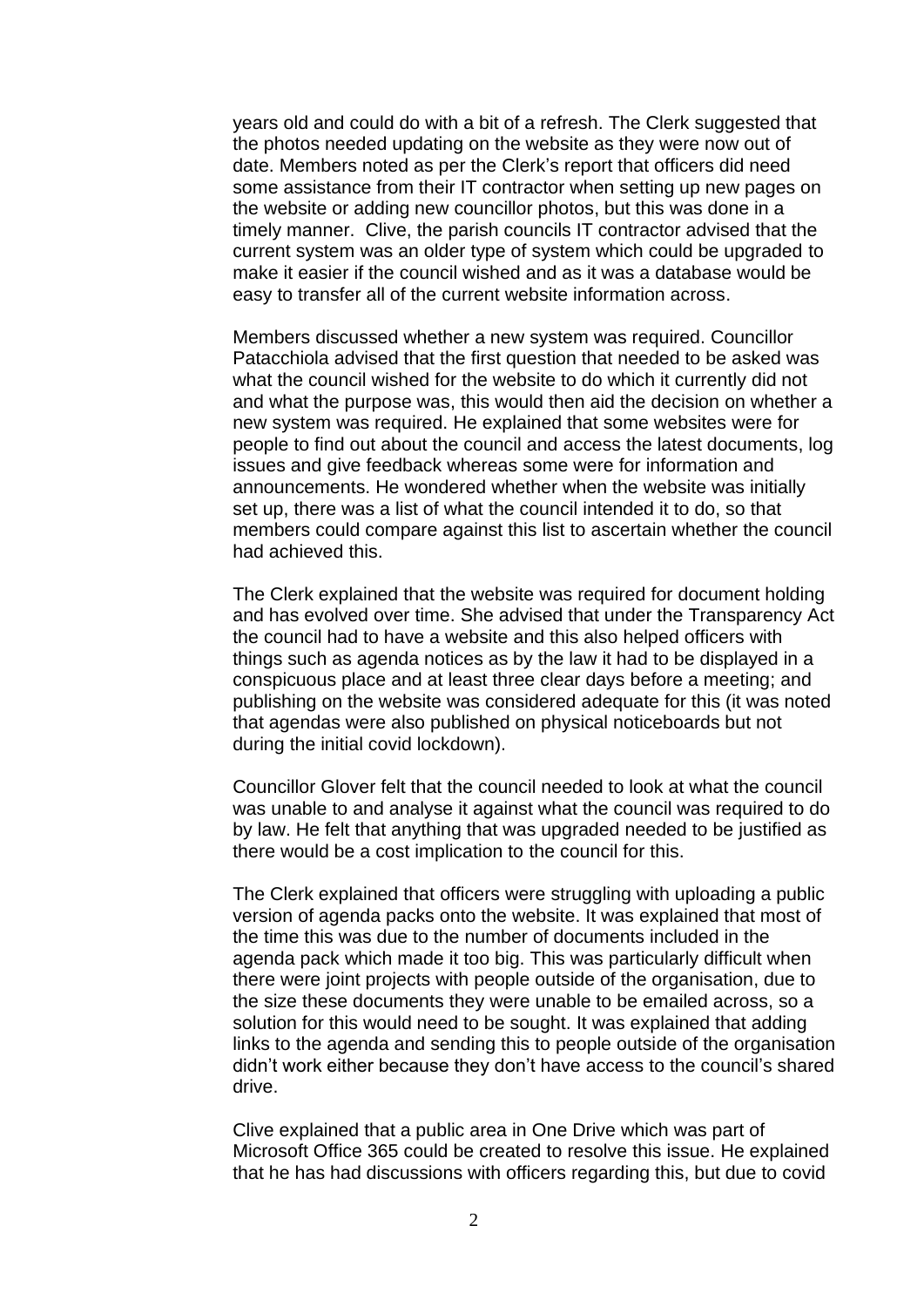years old and could do with a bit of a refresh. The Clerk suggested that the photos needed updating on the website as they were now out of date. Members noted as per the Clerk's report that officers did need some assistance from their IT contractor when setting up new pages on the website or adding new councillor photos, but this was done in a timely manner. Clive, the parish councils IT contractor advised that the current system was an older type of system which could be upgraded to make it easier if the council wished and as it was a database would be easy to transfer all of the current website information across.

Members discussed whether a new system was required. Councillor Patacchiola advised that the first question that needed to be asked was what the council wished for the website to do which it currently did not and what the purpose was, this would then aid the decision on whether a new system was required. He explained that some websites were for people to find out about the council and access the latest documents, log issues and give feedback whereas some were for information and announcements. He wondered whether when the website was initially set up, there was a list of what the council intended it to do, so that members could compare against this list to ascertain whether the council had achieved this.

The Clerk explained that the website was required for document holding and has evolved over time. She advised that under the Transparency Act the council had to have a website and this also helped officers with things such as agenda notices as by the law it had to be displayed in a conspicuous place and at least three clear days before a meeting; and publishing on the website was considered adequate for this (it was noted that agendas were also published on physical noticeboards but not during the initial covid lockdown).

Councillor Glover felt that the council needed to look at what the council was unable to and analyse it against what the council was required to do by law. He felt that anything that was upgraded needed to be justified as there would be a cost implication to the council for this.

The Clerk explained that officers were struggling with uploading a public version of agenda packs onto the website. It was explained that most of the time this was due to the number of documents included in the agenda pack which made it too big. This was particularly difficult when there were joint projects with people outside of the organisation, due to the size these documents they were unable to be emailed across, so a solution for this would need to be sought. It was explained that adding links to the agenda and sending this to people outside of the organisation didn't work either because they don't have access to the council's shared drive.

Clive explained that a public area in One Drive which was part of Microsoft Office 365 could be created to resolve this issue. He explained that he has had discussions with officers regarding this, but due to covid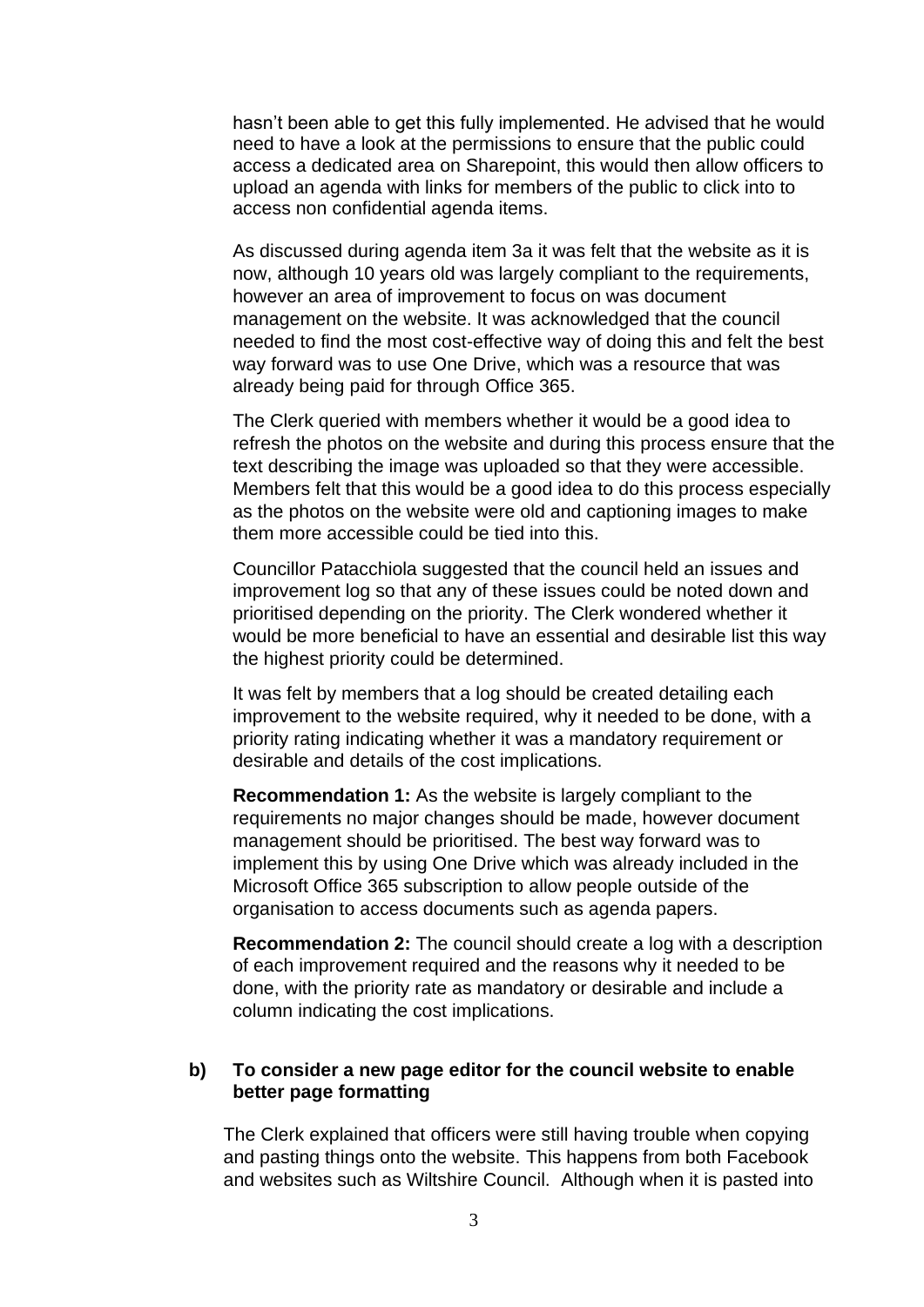hasn't been able to get this fully implemented. He advised that he would need to have a look at the permissions to ensure that the public could access a dedicated area on Sharepoint, this would then allow officers to upload an agenda with links for members of the public to click into to access non confidential agenda items.

As discussed during agenda item 3a it was felt that the website as it is now, although 10 years old was largely compliant to the requirements, however an area of improvement to focus on was document management on the website. It was acknowledged that the council needed to find the most cost-effective way of doing this and felt the best way forward was to use One Drive, which was a resource that was already being paid for through Office 365.

The Clerk queried with members whether it would be a good idea to refresh the photos on the website and during this process ensure that the text describing the image was uploaded so that they were accessible. Members felt that this would be a good idea to do this process especially as the photos on the website were old and captioning images to make them more accessible could be tied into this.

Councillor Patacchiola suggested that the council held an issues and improvement log so that any of these issues could be noted down and prioritised depending on the priority. The Clerk wondered whether it would be more beneficial to have an essential and desirable list this way the highest priority could be determined.

It was felt by members that a log should be created detailing each improvement to the website required, why it needed to be done, with a priority rating indicating whether it was a mandatory requirement or desirable and details of the cost implications.

**Recommendation 1:** As the website is largely compliant to the requirements no major changes should be made, however document management should be prioritised. The best way forward was to implement this by using One Drive which was already included in the Microsoft Office 365 subscription to allow people outside of the organisation to access documents such as agenda papers.

**Recommendation 2:** The council should create a log with a description of each improvement required and the reasons why it needed to be done, with the priority rate as mandatory or desirable and include a column indicating the cost implications.

**b) To consider a new page editor for the council website to enable better page formatting**

The Clerk explained that officers were still having trouble when copying and pasting things onto the website. This happens from both Facebook and websites such as Wiltshire Council. Although when it is pasted into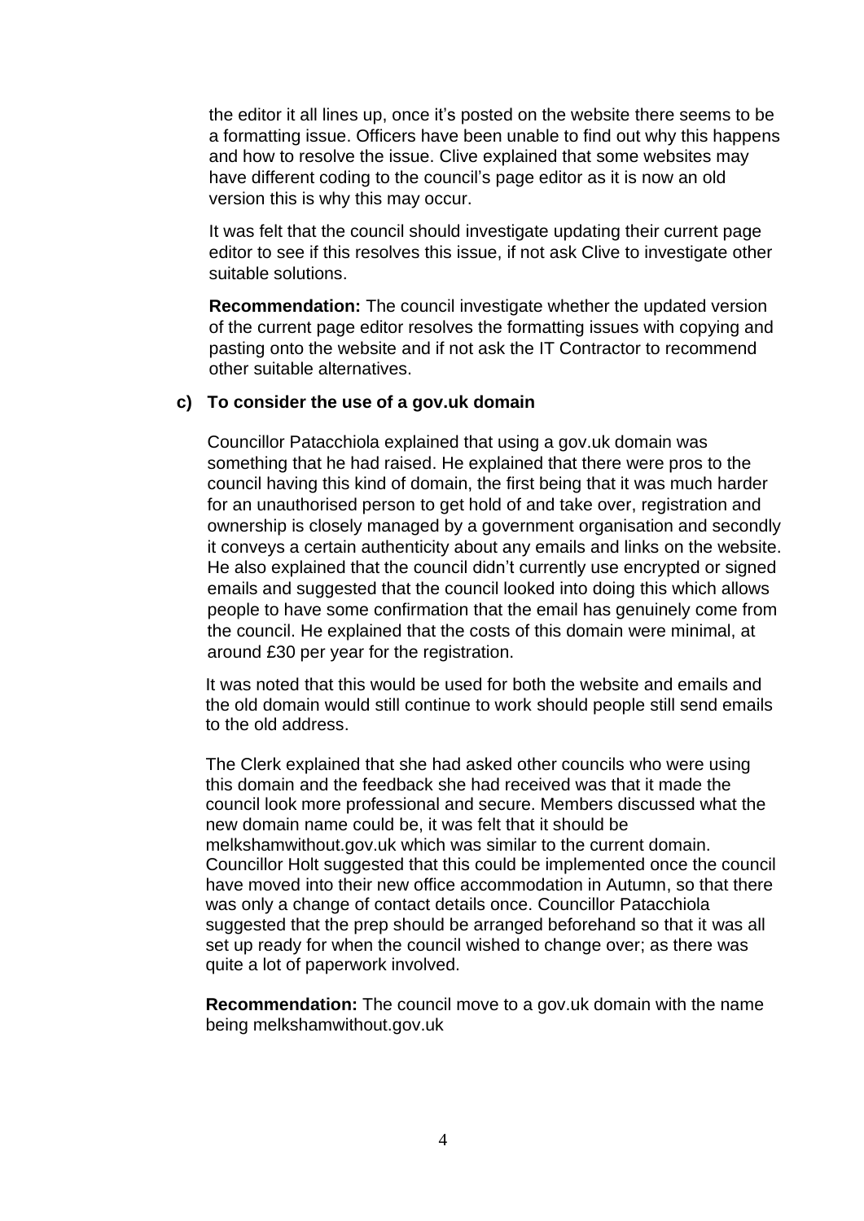the editor it all lines up, once it's posted on the website there seems to be a formatting issue. Officers have been unable to find out why this happens and how to resolve the issue. Clive explained that some websites may have different coding to the council's page editor as it is now an old version this is why this may occur.

It was felt that the council should investigate updating their current page editor to see if this resolves this issue, if not ask Clive to investigate other suitable solutions.

**Recommendation:** The council investigate whether the updated version of the current page editor resolves the formatting issues with copying and pasting onto the website and if not ask the IT Contractor to recommend other suitable alternatives.

**c) To consider the use of a gov.uk domain**

Councillor Patacchiola explained that using a gov.uk domain was something that he had raised. He explained that there were pros to the council having this kind of domain, the first being that it was much harder for an unauthorised person to get hold of and take over, registration and ownership is closely managed by a government organisation and secondly it conveys a certain authenticity about any emails and links on the website. He also explained that the council didn't currently use encrypted or signed emails and suggested that the council looked into doing this which allows people to have some confirmation that the email has genuinely come from the council. He explained that the costs of this domain were minimal, at around £30 per year for the registration.

It was noted that this would be used for both the website and emails and the old domain would still continue to work should people still send emails to the old address.

The Clerk explained that she had asked other councils who were using this domain and the feedback she had received was that it made the council look more professional and secure. Members discussed what the new domain name could be, it was felt that it should be melkshamwithout.gov.uk which was similar to the current domain. Councillor Holt suggested that this could be implemented once the council have moved into their new office accommodation in Autumn, so that there was only a change of contact details once. Councillor Patacchiola suggested that the prep should be arranged beforehand so that it was all set up ready for when the council wished to change over; as there was quite a lot of paperwork involved.

**Recommendation:** The council move to a gov.uk domain with the name being melkshamwithout.gov.uk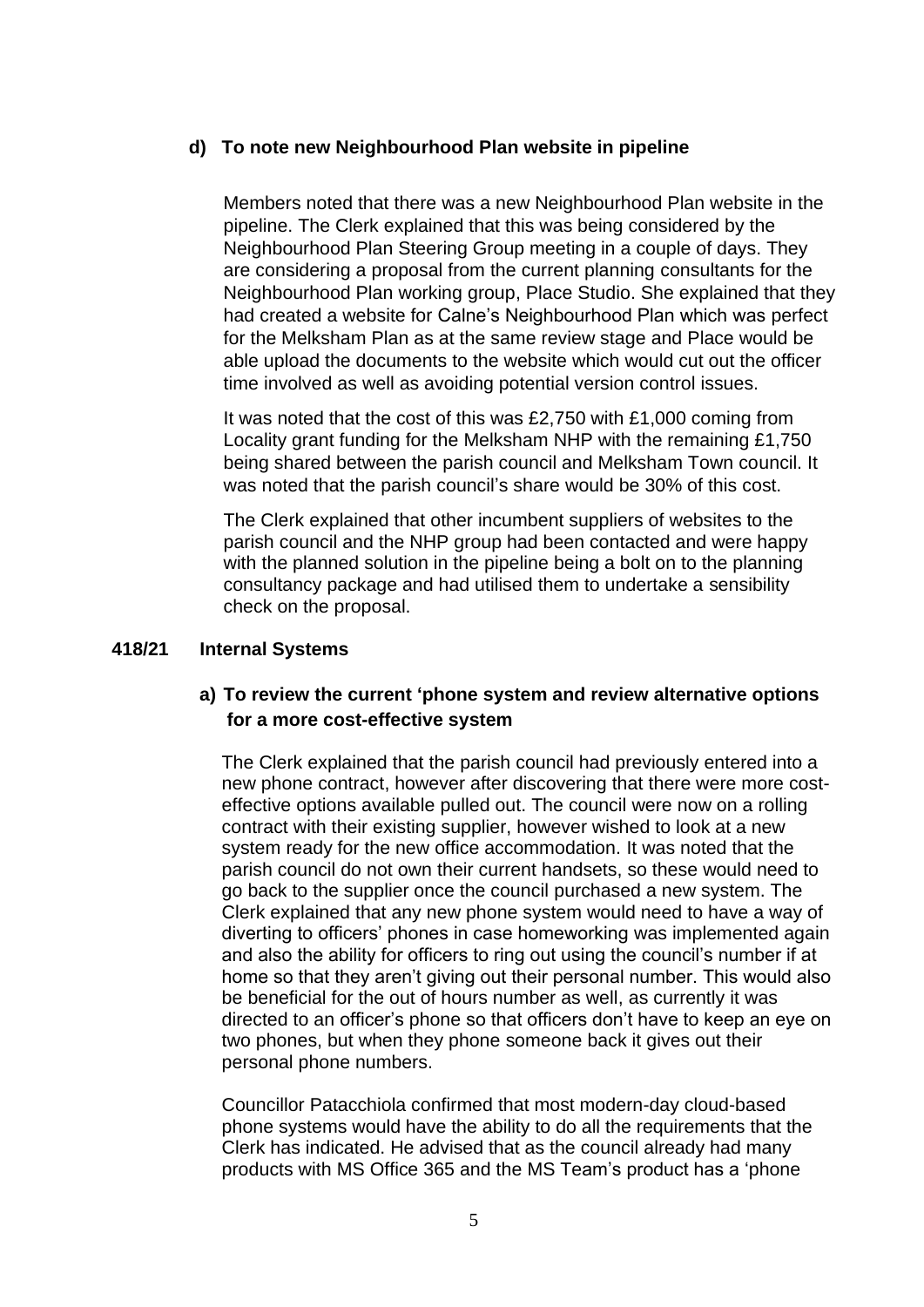**d) To note new Neighbourhood Plan website in pipeline**

Members noted that there was a new Neighbourhood Plan website in the pipeline. The Clerk explained that this was being considered by the Neighbourhood Plan Steering Group meeting in a couple of days. They are considering a proposal from the current planning consultants for the Neighbourhood Plan working group, Place Studio. She explained that they had created a website for Calne's Neighbourhood Plan which was perfect for the Melksham Plan as at the same review stage and Place would be able upload the documents to the website which would cut out the officer time involved as well as avoiding potential version control issues.

It was noted that the cost of this was £2,750 with £1,000 coming from Locality grant funding for the Melksham NHP with the remaining £1,750 being shared between the parish council and Melksham Town council. It was noted that the parish council's share would be 30% of this cost.

The Clerk explained that other incumbent suppliers of websites to the parish council and the NHP group had been contacted and were happy with the planned solution in the pipeline being a bolt on to the planning consultancy package and had utilised them to undertake a sensibility check on the proposal.

## 418/21 Internal Systems

**a) To review the current 'phone system and review alternative options for a more cost-effective system**

The Clerk explained that the parish council had previously entered into a new phone contract, however after discovering that there were more cost-effective options available pulled out. The council were now on a rolling contract with their existing supplier, however wished to look at a new system ready for the new office accommodation. It was noted that the parish council do not own their current handsets, so these would need to go back to the supplier once the council purchased a new system. The Clerk explained that any new phone system would need to have a way of diverting to officers' phones in case homeworking was implemented again and also the ability for officers to ring out using the council's number if at home so that they aren't giving out their personal number. This would also be beneficial for the out of hours number as well, as currently it was directed to an officer's phone so that officers don't have to keep an eye on two phones, but when they phone someone back it gives out their personal phone numbers.

Councillor Patacchiola confirmed that most modern-day cloud-based phone systems would have the ability to do all the requirements that the Clerk has indicated. He advised that as the council already had many products with MS Office 365 and the MS Team's product has a 'phone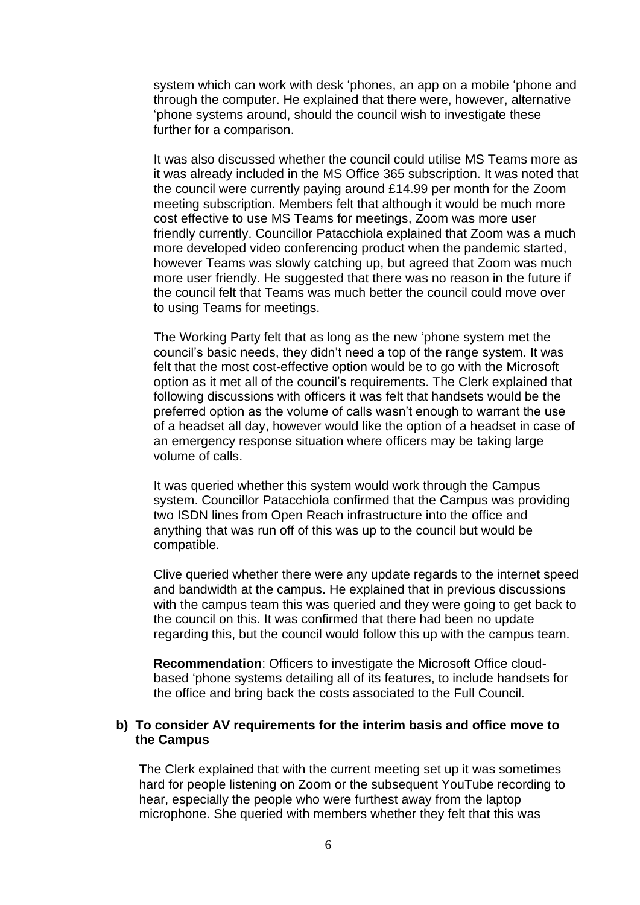system which can work with desk 'phones, an app on a mobile 'phone and through the computer. He explained that there were, however, alternative 'phone systems around, should the council wish to investigate these further for a comparison.

It was also discussed whether the council could utilise MS Teams more as it was already included in the MS Office 365 subscription. It was noted that the council were currently paying around £14.99 per month for the Zoom meeting subscription. Members felt that although it would be much more cost effective to use MS Teams for meetings, Zoom was more user friendly currently. Councillor Patacchiola explained that Zoom was a much more developed video conferencing product when the pandemic started, however Teams was slowly catching up, but agreed that Zoom was much more user friendly. He suggested that there was no reason in the future if the council felt that Teams was much better the council could move over to using Teams for meetings.

The Working Party felt that as long as the new 'phone system met the council's basic needs, they didn't need a top of the range system. It was felt that the most cost-effective option would be to go with the Microsoft option as it met all of the council's requirements. The Clerk explained that following discussions with officers it was felt that handsets would be the preferred option as the volume of calls wasn't enough to warrant the use of a headset all day, however would like the option of a headset in case of an emergency response situation where officers may be taking large volume of calls.

It was queried whether this system would work through the Campus system. Councillor Patacchiola confirmed that the Campus was providing two ISDN lines from Open Reach infrastructure into the office and anything that was run off of this was up to the council but would be compatible.

Clive queried whether there were any update regards to the internet speed and bandwidth at the campus. He explained that in previous discussions with the campus team this was queried and they were going to get back to the council on this. It was confirmed that there had been no update regarding this, but the council would follow this up with the campus team.

**Recommendation**: Officers to investigate the Microsoft Office cloud-based 'phone systems detailing all of its features, to include handsets for the office and bring back the costs associated to the Full Council.

**b) To consider AV requirements for the interim basis and office move to the Campus**

The Clerk explained that with the current meeting set up it was sometimes hard for people listening on Zoom or the subsequent YouTube recording to hear, especially the people who were furthest away from the laptop microphone. She queried with members whether they felt that this was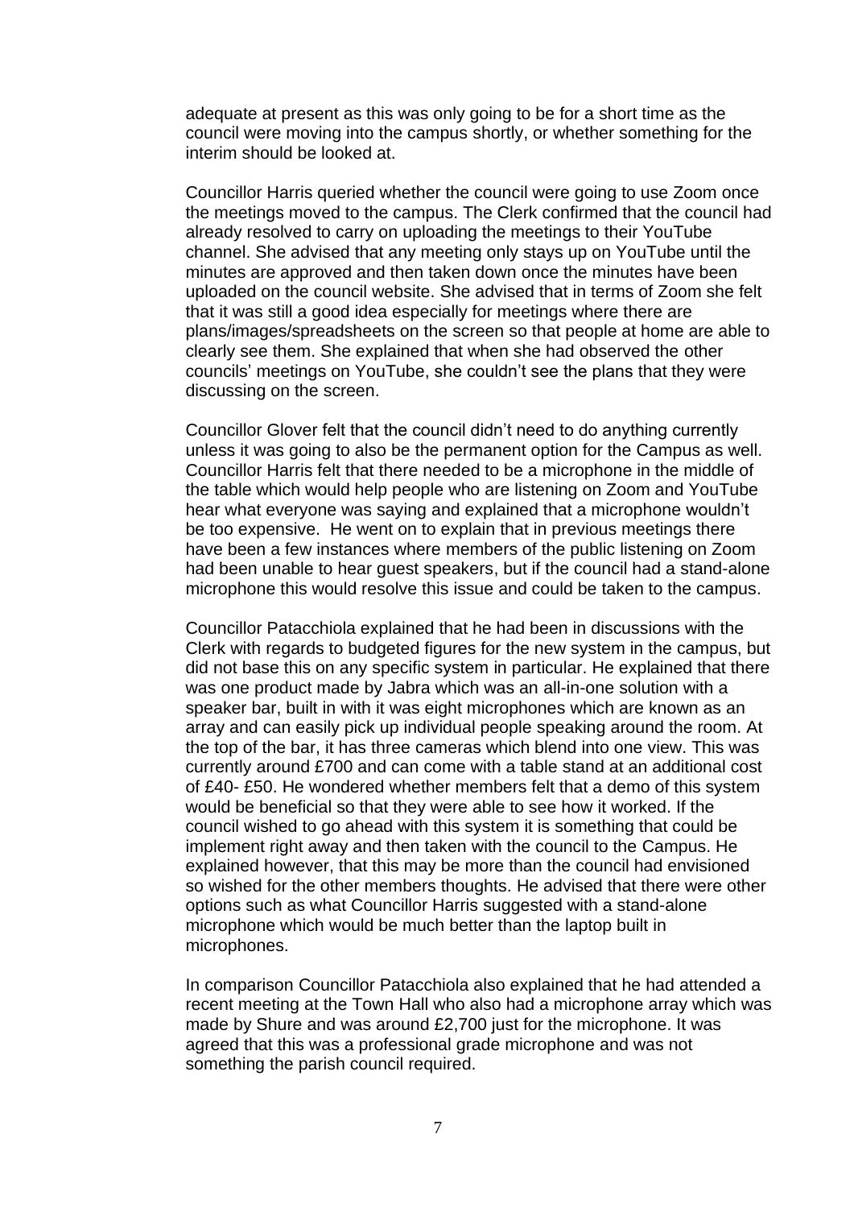adequate at present as this was only going to be for a short time as the council were moving into the campus shortly, or whether something for the interim should be looked at.

Councillor Harris queried whether the council were going to use Zoom once the meetings moved to the campus. The Clerk confirmed that the council had already resolved to carry on uploading the meetings to their YouTube channel. She advised that any meeting only stays up on YouTube until the minutes are approved and then taken down once the minutes have been uploaded on the council website. She advised that in terms of Zoom she felt that it was still a good idea especially for meetings where there are plans/images/spreadsheets on the screen so that people at home are able to clearly see them. She explained that when she had observed the other councils' meetings on YouTube, she couldn't see the plans that they were discussing on the screen.

Councillor Glover felt that the council didn't need to do anything currently unless it was going to also be the permanent option for the Campus as well. Councillor Harris felt that there needed to be a microphone in the middle of the table which would help people who are listening on Zoom and YouTube hear what everyone was saying and explained that a microphone wouldn't be too expensive. He went on to explain that in previous meetings there have been a few instances where members of the public listening on Zoom had been unable to hear guest speakers, but if the council had a stand-alone microphone this would resolve this issue and could be taken to the campus.

Councillor Patacchiola explained that he had been in discussions with the Clerk with regards to budgeted figures for the new system in the campus, but did not base this on any specific system in particular. He explained that there was one product made by Jabra which was an all-in-one solution with a speaker bar, built in with it was eight microphones which are known as an array and can easily pick up individual people speaking around the room. At the top of the bar, it has three cameras which blend into one view. This was currently around £700 and can come with a table stand at an additional cost of £40- £50. He wondered whether members felt that a demo of this system would be beneficial so that they were able to see how it worked. If the council wished to go ahead with this system it is something that could be implement right away and then taken with the council to the Campus. He explained however, that this may be more than the council had envisioned so wished for the other members thoughts. He advised that there were other options such as what Councillor Harris suggested with a stand-alone microphone which would be much better than the laptop built in microphones.

In comparison Councillor Patacchiola also explained that he had attended a recent meeting at the Town Hall who also had a microphone array which was made by Shure and was around £2,700 just for the microphone. It was agreed that this was a professional grade microphone and was not something the parish council required.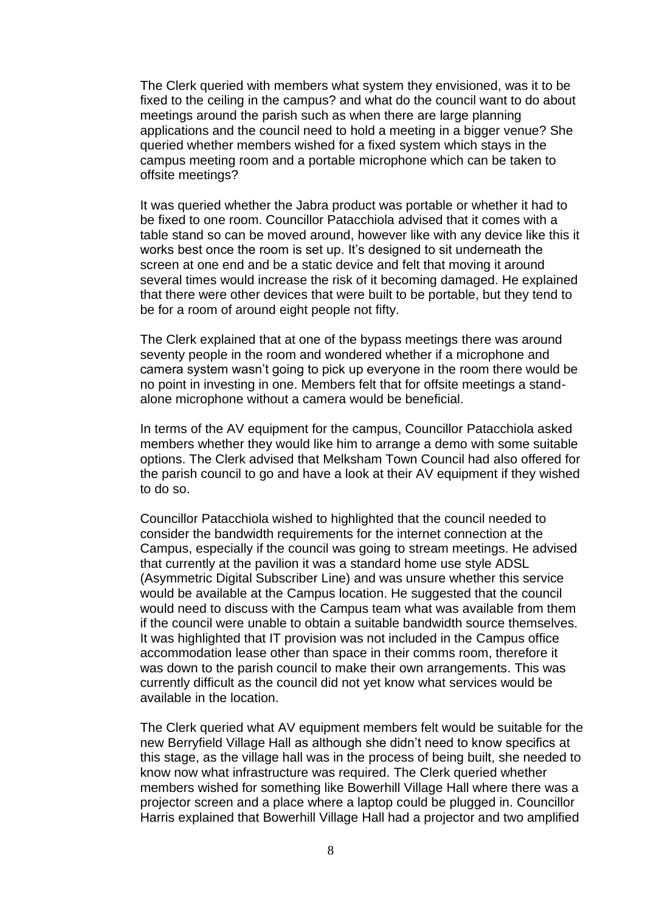The Clerk queried with members what system they envisioned, was it to be fixed to the ceiling in the campus? and what do the council want to do about meetings around the parish such as when there are large planning applications and the council need to hold a meeting in a bigger venue? She queried whether members wished for a fixed system which stays in the campus meeting room and a portable microphone which can be taken to offsite meetings?

It was queried whether the Jabra product was portable or whether it had to be fixed to one room. Councillor Patacchiola advised that it comes with a table stand so can be moved around, however like with any device like this it works best once the room is set up. It's designed to sit underneath the screen at one end and be a static device and felt that moving it around several times would increase the risk of it becoming damaged. He explained that there were other devices that were built to be portable, but they tend to be for a room of around eight people not fifty.

The Clerk explained that at one of the bypass meetings there was around seventy people in the room and wondered whether if a microphone and camera system wasn't going to pick up everyone in the room there would be no point in investing in one. Members felt that for offsite meetings a stand-alone microphone without a camera would be beneficial.

In terms of the AV equipment for the campus, Councillor Patacchiola asked members whether they would like him to arrange a demo with some suitable options. The Clerk advised that Melksham Town Council had also offered for the parish council to go and have a look at their AV equipment if they wished to do so.

Councillor Patacchiola wished to highlighted that the council needed to consider the bandwidth requirements for the internet connection at the Campus, especially if the council was going to stream meetings. He advised that currently at the pavilion it was a standard home use style ADSL (Asymmetric Digital Subscriber Line) and was unsure whether this service would be available at the Campus location. He suggested that the council would need to discuss with the Campus team what was available from them if the council were unable to obtain a suitable bandwidth source themselves. It was highlighted that IT provision was not included in the Campus office accommodation lease other than space in their comms room, therefore it was down to the parish council to make their own arrangements. This was currently difficult as the council did not yet know what services would be available in the location.

The Clerk queried what AV equipment members felt would be suitable for the new Berryfield Village Hall as although she didn't need to know specifics at this stage, as the village hall was in the process of being built, she needed to know now what infrastructure was required. The Clerk queried whether members wished for something like Bowerhill Village Hall where there was a projector screen and a place where a laptop could be plugged in. Councillor Harris explained that Bowerhill Village Hall had a projector and two amplified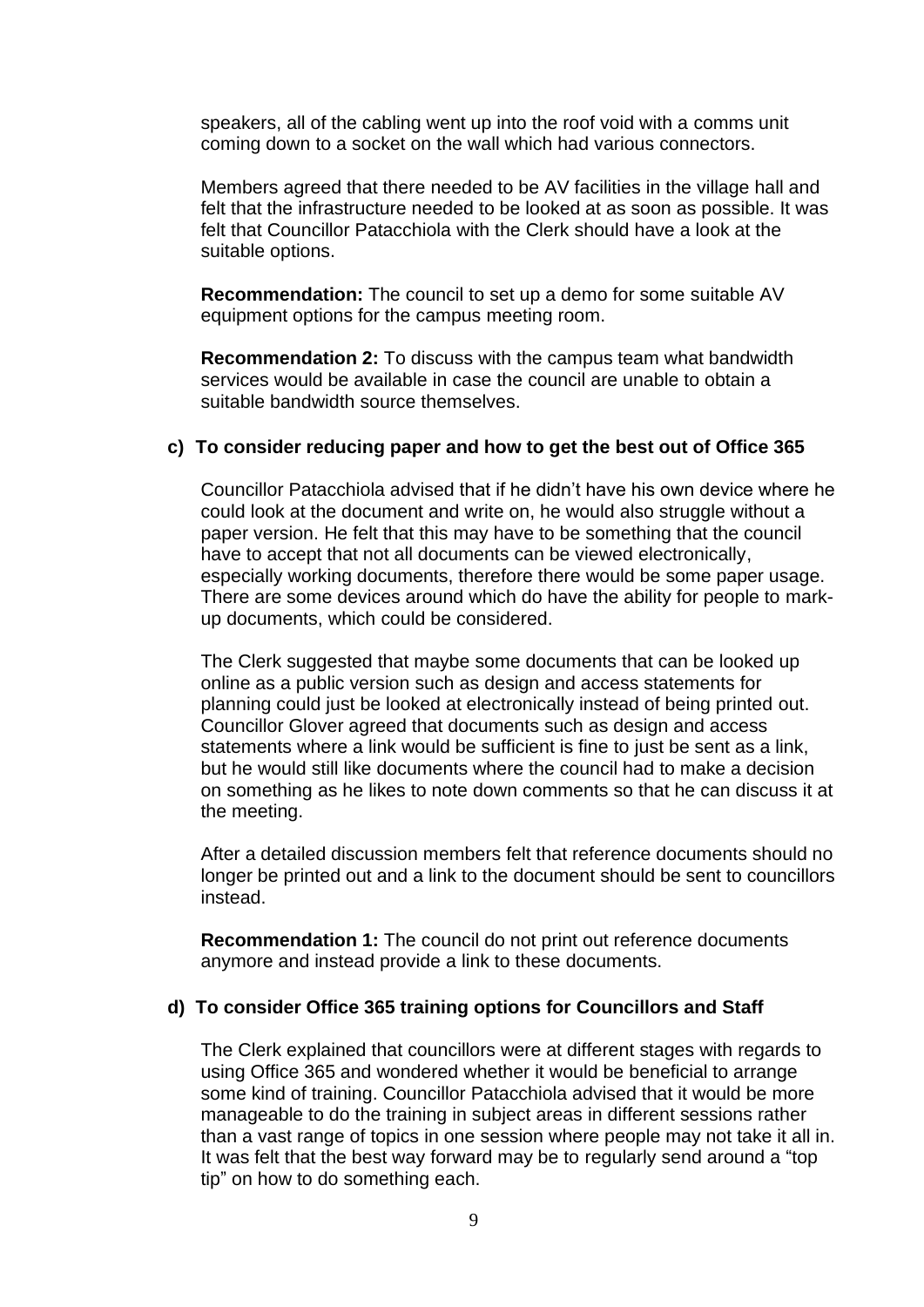speakers, all of the cabling went up into the roof void with a comms unit coming down to a socket on the wall which had various connectors.

Members agreed that there needed to be AV facilities in the village hall and felt that the infrastructure needed to be looked at as soon as possible. It was felt that Councillor Patacchiola with the Clerk should have a look at the suitable options.

**Recommendation:** The council to set up a demo for some suitable AV equipment options for the campus meeting room.

**Recommendation 2:** To discuss with the campus team what bandwidth services would be available in case the council are unable to obtain a suitable bandwidth source themselves.

**c) To consider reducing paper and how to get the best out of Office 365**

Councillor Patacchiola advised that if he didn't have his own device where he could look at the document and write on, he would also struggle without a paper version. He felt that this may have to be something that the council have to accept that not all documents can be viewed electronically, especially working documents, therefore there would be some paper usage. There are some devices around which do have the ability for people to mark-up documents, which could be considered.

The Clerk suggested that maybe some documents that can be looked up online as a public version such as design and access statements for planning could just be looked at electronically instead of being printed out. Councillor Glover agreed that documents such as design and access statements where a link would be sufficient is fine to just be sent as a link, but he would still like documents where the council had to make a decision on something as he likes to note down comments so that he can discuss it at the meeting.

After a detailed discussion members felt that reference documents should no longer be printed out and a link to the document should be sent to councillors instead.

**Recommendation 1:** The council do not print out reference documents anymore and instead provide a link to these documents.

**d) To consider Office 365 training options for Councillors and Staff**

The Clerk explained that councillors were at different stages with regards to using Office 365 and wondered whether it would be beneficial to arrange some kind of training. Councillor Patacchiola advised that it would be more manageable to do the training in subject areas in different sessions rather than a vast range of topics in one session where people may not take it all in. It was felt that the best way forward may be to regularly send around a "top tip" on how to do something each.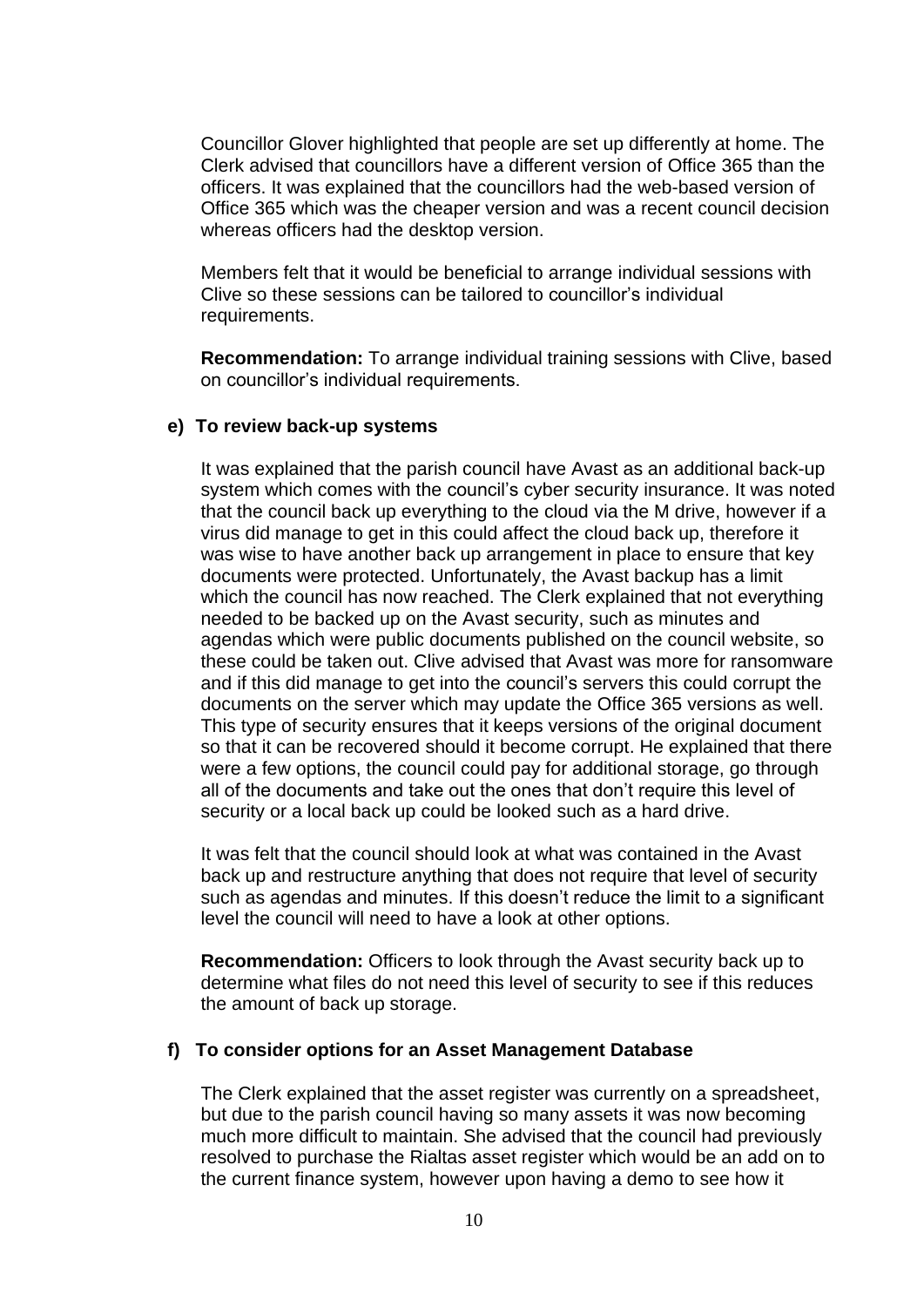Councillor Glover highlighted that people are set up differently at home. The Clerk advised that councillors have a different version of Office 365 than the officers. It was explained that the councillors had the web-based version of Office 365 which was the cheaper version and was a recent council decision whereas officers had the desktop version.

Members felt that it would be beneficial to arrange individual sessions with Clive so these sessions can be tailored to councillor's individual requirements.

**Recommendation:** To arrange individual training sessions with Clive, based on councillor's individual requirements.

**e) To review back-up systems**

It was explained that the parish council have Avast as an additional back-up system which comes with the council's cyber security insurance. It was noted that the council back up everything to the cloud via the M drive, however if a virus did manage to get in this could affect the cloud back up, therefore it was wise to have another back up arrangement in place to ensure that key documents were protected. Unfortunately, the Avast backup has a limit which the council has now reached. The Clerk explained that not everything needed to be backed up on the Avast security, such as minutes and agendas which were public documents published on the council website, so these could be taken out. Clive advised that Avast was more for ransomware and if this did manage to get into the council's servers this could corrupt the documents on the server which may update the Office 365 versions as well. This type of security ensures that it keeps versions of the original document so that it can be recovered should it become corrupt. He explained that there were a few options, the council could pay for additional storage, go through all of the documents and take out the ones that don't require this level of security or a local back up could be looked such as a hard drive.

It was felt that the council should look at what was contained in the Avast back up and restructure anything that does not require that level of security such as agendas and minutes. If this doesn't reduce the limit to a significant level the council will need to have a look at other options.

**Recommendation:** Officers to look through the Avast security back up to determine what files do not need this level of security to see if this reduces the amount of back up storage.

**f) To consider options for an Asset Management Database**

The Clerk explained that the asset register was currently on a spreadsheet, but due to the parish council having so many assets it was now becoming much more difficult to maintain. She advised that the council had previously resolved to purchase the Rialtas asset register which would be an add on to the current finance system, however upon having a demo to see how it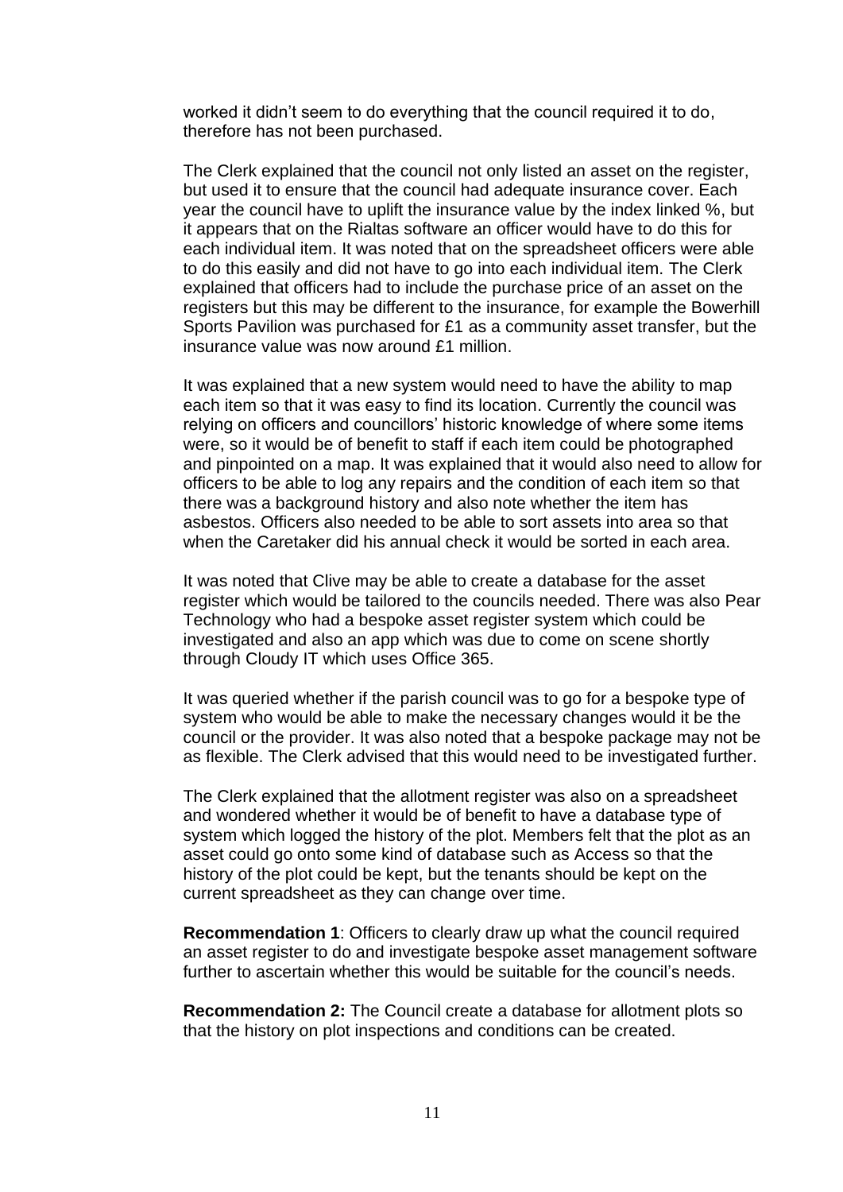worked it didn't seem to do everything that the council required it to do, therefore has not been purchased.

The Clerk explained that the council not only listed an asset on the register, but used it to ensure that the council had adequate insurance cover. Each year the council have to uplift the insurance value by the index linked %, but it appears that on the Rialtas software an officer would have to do this for each individual item. It was noted that on the spreadsheet officers were able to do this easily and did not have to go into each individual item. The Clerk explained that officers had to include the purchase price of an asset on the registers but this may be different to the insurance, for example the Bowerhill Sports Pavilion was purchased for £1 as a community asset transfer, but the insurance value was now around £1 million.

It was explained that a new system would need to have the ability to map each item so that it was easy to find its location. Currently the council was relying on officers and councillors' historic knowledge of where some items were, so it would be of benefit to staff if each item could be photographed and pinpointed on a map. It was explained that it would also need to allow for officers to be able to log any repairs and the condition of each item so that there was a background history and also note whether the item has asbestos. Officers also needed to be able to sort assets into area so that when the Caretaker did his annual check it would be sorted in each area.

It was noted that Clive may be able to create a database for the asset register which would be tailored to the councils needed. There was also Pear Technology who had a bespoke asset register system which could be investigated and also an app which was due to come on scene shortly through Cloudy IT which uses Office 365.

It was queried whether if the parish council was to go for a bespoke type of system who would be able to make the necessary changes would it be the council or the provider. It was also noted that a bespoke package may not be as flexible. The Clerk advised that this would need to be investigated further.

The Clerk explained that the allotment register was also on a spreadsheet and wondered whether it would be of benefit to have a database type of system which logged the history of the plot. Members felt that the plot as an asset could go onto some kind of database such as Access so that the history of the plot could be kept, but the tenants should be kept on the current spreadsheet as they can change over time.

**Recommendation 1**: Officers to clearly draw up what the council required an asset register to do and investigate bespoke asset management software further to ascertain whether this would be suitable for the council's needs.

**Recommendation 2:** The Council create a database for allotment plots so that the history on plot inspections and conditions can be created.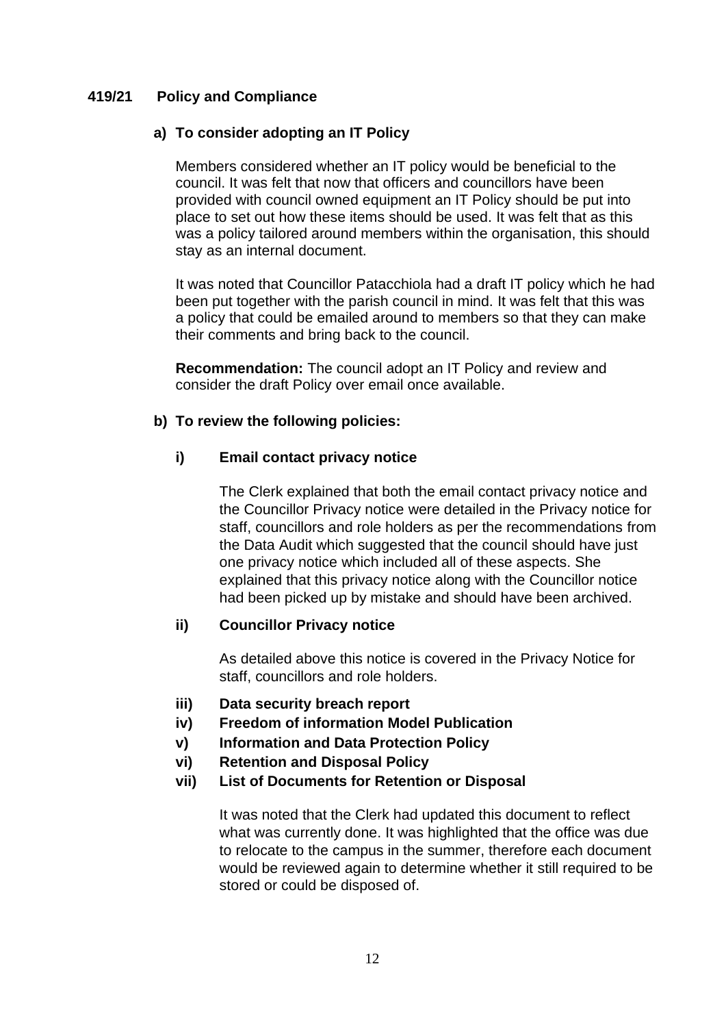## 419/21 Policy and Compliance

### a) To consider adopting an IT Policy

Members considered whether an IT policy would be beneficial to the council. It was felt that now that officers and councillors have been provided with council owned equipment an IT Policy should be put into place to set out how these items should be used. It was felt that as this was a policy tailored around members within the organisation, this should stay as an internal document.

It was noted that Councillor Patacchiola had a draft IT policy which he had been put together with the parish council in mind. It was felt that this was a policy that could be emailed around to members so that they can make their comments and bring back to the council.

**Recommendation:** The council adopt an IT Policy and review and consider the draft Policy over email once available.

### b) To review the following policies:

**i) Email contact privacy notice**

The Clerk explained that both the email contact privacy notice and the Councillor Privacy notice were detailed in the Privacy notice for staff, councillors and role holders as per the recommendations from the Data Audit which suggested that the council should have just one privacy notice which included all of these aspects. She explained that this privacy notice along with the Councillor notice had been picked up by mistake and should have been archived.

**ii) Councillor Privacy notice**

As detailed above this notice is covered in the Privacy Notice for staff, councillors and role holders.

**iii) Data security breach report**

**iv) Freedom of information Model Publication**

**v) Information and Data Protection Policy**

**vi) Retention and Disposal Policy**

**vii) List of Documents for Retention or Disposal**

It was noted that the Clerk had updated this document to reflect what was currently done. It was highlighted that the office was due to relocate to the campus in the summer, therefore each document would be reviewed again to determine whether it still required to be stored or could be disposed of.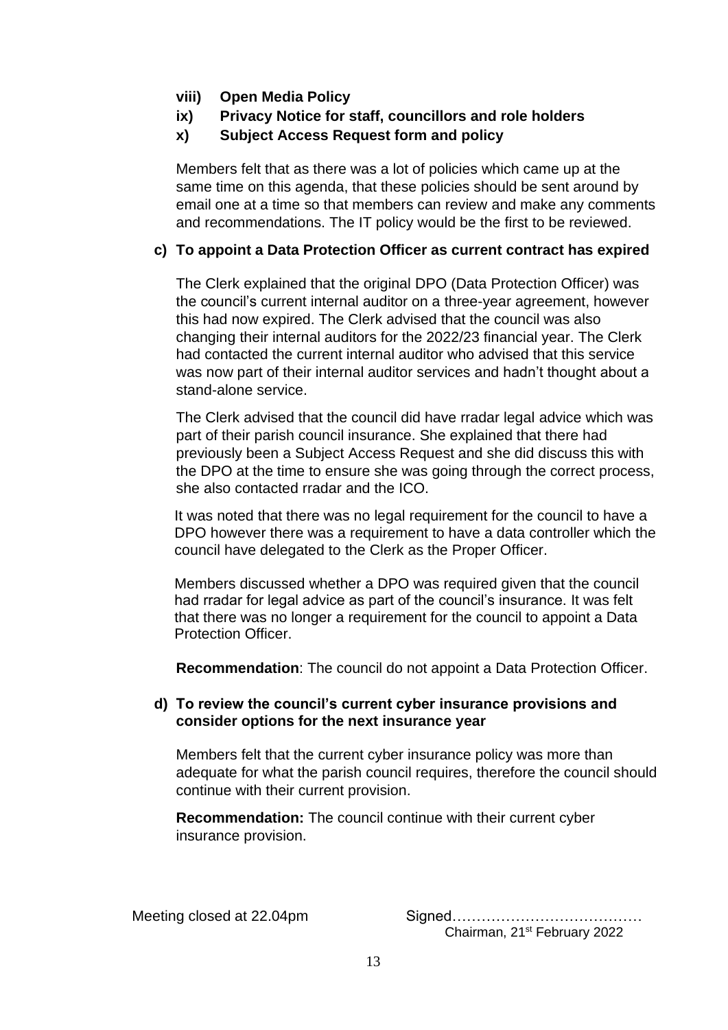**viii) Open Media Policy**

**ix) Privacy Notice for staff, councillors and role holders**

**x) Subject Access Request form and policy**

Members felt that as there was a lot of policies which came up at the same time on this agenda, that these policies should be sent around by email one at a time so that members can review and make any comments and recommendations. The IT policy would be the first to be reviewed.

**c) To appoint a Data Protection Officer as current contract has expired**

The Clerk explained that the original DPO (Data Protection Officer) was the council's current internal auditor on a three-year agreement, however this had now expired. The Clerk advised that the council was also changing their internal auditors for the 2022/23 financial year. The Clerk had contacted the current internal auditor who advised that this service was now part of their internal auditor services and hadn't thought about a stand-alone service.

The Clerk advised that the council did have rradar legal advice which was part of their parish council insurance. She explained that there had previously been a Subject Access Request and she did discuss this with the DPO at the time to ensure she was going through the correct process, she also contacted rradar and the ICO.

It was noted that there was no legal requirement for the council to have a DPO however there was a requirement to have a data controller which the council have delegated to the Clerk as the Proper Officer.

Members discussed whether a DPO was required given that the council had rradar for legal advice as part of the council's insurance. It was felt that there was no longer a requirement for the council to appoint a Data Protection Officer.

**Recommendation**: The council do not appoint a Data Protection Officer.

**d) To review the council's current cyber insurance provisions and consider options for the next insurance year**

Members felt that the current cyber insurance policy was more than adequate for what the parish council requires, therefore the council should continue with their current provision.

**Recommendation:** The council continue with their current cyber insurance provision.

Meeting closed at 22.04pm

Signed…………………………………
Chairman, 21st February 2022